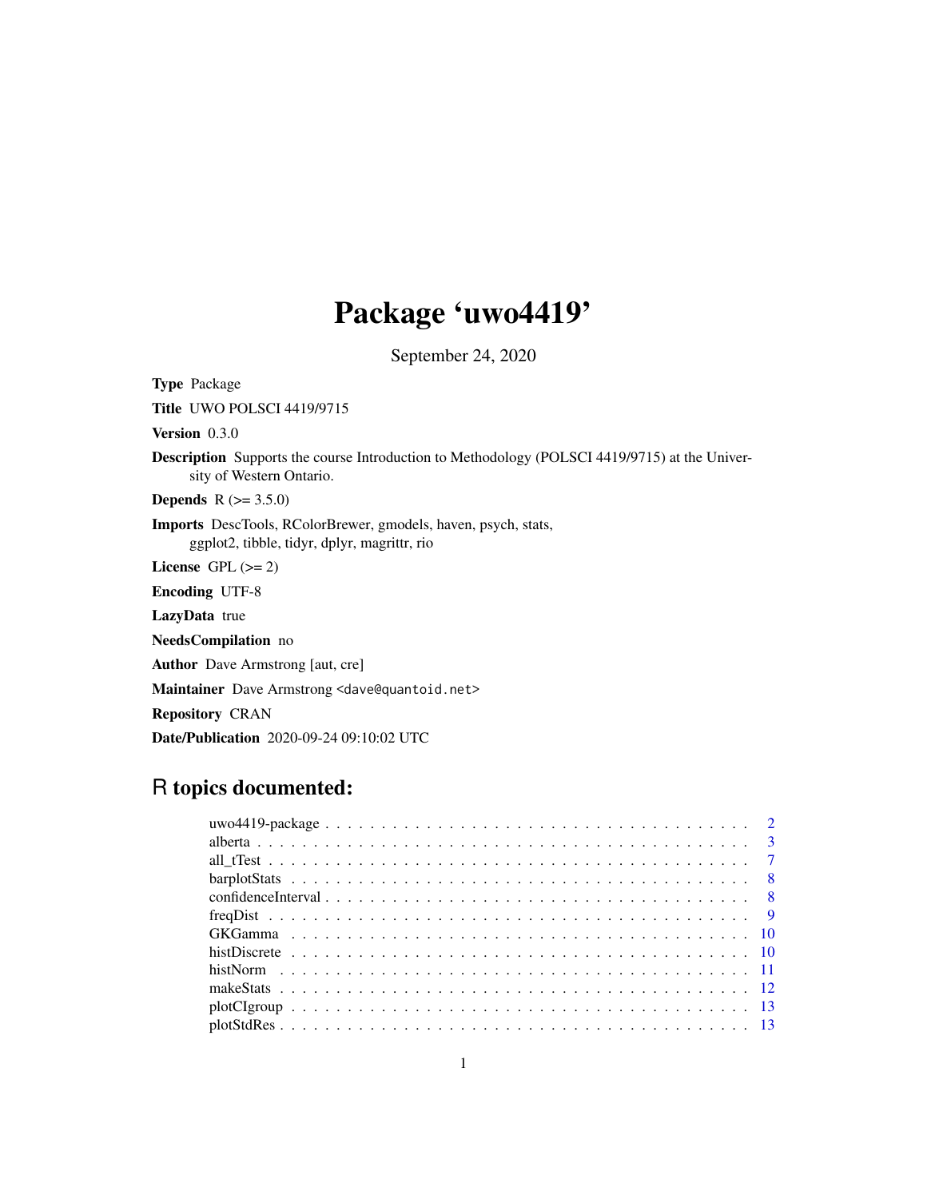# Package 'uwo4419'

September 24, 2020

**Type** Package

**Title** UWO POLSCI 4419/9715

**Version** 0.3.0

**Description** Supports the course Introduction to Methodology (POLSCI 4419/9715) at the University of Western Ontario.

**Depends** R (>= 3.5.0)

**Imports** DescTools, RColorBrewer, gmodels, haven, psych, stats, ggplot2, tibble, tidyr, dplyr, magrittr, rio

**License** GPL (>= 2)

**Encoding** UTF-8

**LazyData** true

**NeedsCompilation** no

**Author** Dave Armstrong [aut, cre]

**Maintainer** Dave Armstrong <dave@quantoid.net>

**Repository** CRAN

**Date/Publication** 2020-09-24 09:10:02 UTC

## R topics documented:

uwo4419-package . . . . . . . . . . . . . . . . . . . . . . . . . . . . . . . . . . . . 2
alberta . . . . . . . . . . . . . . . . . . . . . . . . . . . . . . . . . . . . . . . . . . 3
all_tTest . . . . . . . . . . . . . . . . . . . . . . . . . . . . . . . . . . . . . . . . . 7
barplotStats . . . . . . . . . . . . . . . . . . . . . . . . . . . . . . . . . . . . . . . 8
confidenceInterval . . . . . . . . . . . . . . . . . . . . . . . . . . . . . . . . . . . . 8
freqDist . . . . . . . . . . . . . . . . . . . . . . . . . . . . . . . . . . . . . . . . . . 9
GKGamma . . . . . . . . . . . . . . . . . . . . . . . . . . . . . . . . . . . . . . . . 10
histDiscrete . . . . . . . . . . . . . . . . . . . . . . . . . . . . . . . . . . . . . . . 10
histNorm . . . . . . . . . . . . . . . . . . . . . . . . . . . . . . . . . . . . . . . . . 11
makeStats . . . . . . . . . . . . . . . . . . . . . . . . . . . . . . . . . . . . . . . . 12
plotCIgroup . . . . . . . . . . . . . . . . . . . . . . . . . . . . . . . . . . . . . . . 13
plotStdRes . . . . . . . . . . . . . . . . . . . . . . . . . . . . . . . . . . . . . . . . 13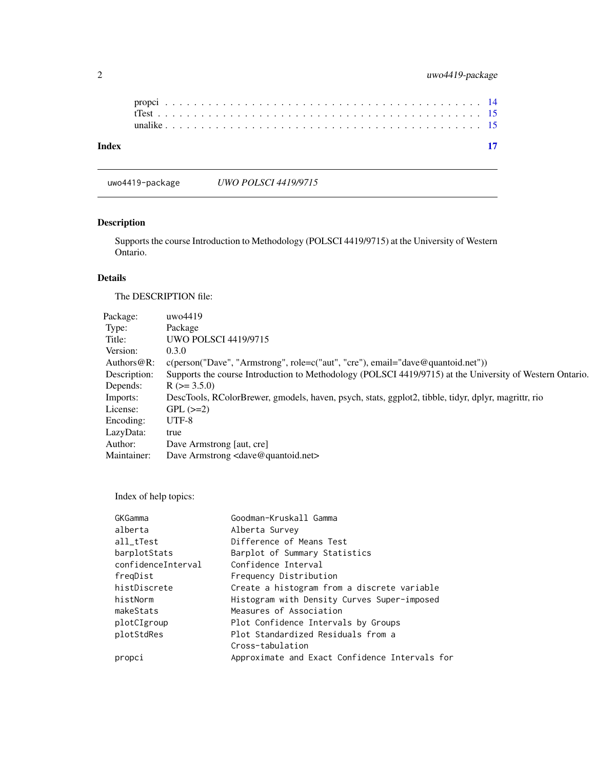| | |
|---|---|
| propci | 14 |
| tTest | 15 |
| unalike | 15 |

**Index** **17**

---

`uwo4419-package` *UWO POLSCI 4419/9715*

---

## Description

Supports the course Introduction to Methodology (POLSCI 4419/9715) at the University of Western Ontario.

## Details

The DESCRIPTION file:

| | |
|---|---|
| Package: | uwo4419 |
| Type: | Package |
| Title: | UWO POLSCI 4419/9715 |
| Version: | 0.3.0 |
| Authors@R: | c(person("Dave", "Armstrong", role=c("aut", "cre"), email="dave@quantoid.net")) |
| Description: | Supports the course Introduction to Methodology (POLSCI 4419/9715) at the University of Western Ontario. |
| Depends: | R (>= 3.5.0) |
| Imports: | DescTools, RColorBrewer, gmodels, haven, psych, stats, ggplot2, tibble, tidyr, dplyr, magrittr, rio |
| License: | GPL (>=2) |
| Encoding: | UTF-8 |
| LazyData: | true |
| Author: | Dave Armstrong [aut, cre] |
| Maintainer: | Dave Armstrong <dave@quantoid.net> |

Index of help topics:

```
GKGamma                 Goodman-Kruskall Gamma
alberta                 Alberta Survey
all_tTest               Difference of Means Test
barplotStats            Barplot of Summary Statistics
confidenceInterval      Confidence Interval
freqDist                Frequency Distribution
histDiscrete            Create a histogram from a discrete variable
histNorm                Histogram with Density Curves Super-imposed
makeStats               Measures of Association
plotCIgroup             Plot Confidence Intervals by Groups
plotStdRes              Plot Standardized Residuals from a
                        Cross-tabulation
propci                  Approximate and Exact Confidence Intervals for
```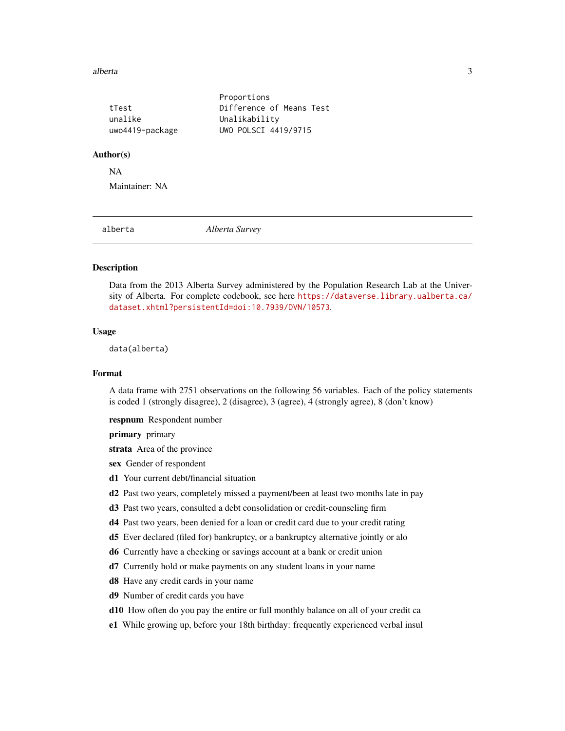| | |
|---|---|
| | Proportions |
| tTest | Difference of Means Test |
| unalike | Unalikability |
| uwo4419-package | UWO POLSCI 4419/9715 |

### Author(s)

NA

Maintainer: NA

---

## alberta — *Alberta Survey*

---

### Description

Data from the 2013 Alberta Survey administered by the Population Research Lab at the University of Alberta. For complete codebook, see here https://dataverse.library.ualberta.ca/dataset.xhtml?persistentId=doi:10.7939/DVN/10573.

### Usage

```
data(alberta)
```

### Format

A data frame with 2751 observations on the following 56 variables. Each of the policy statements is coded 1 (strongly disagree), 2 (disagree), 3 (agree), 4 (strongly agree), 8 (don't know)

**respnum** Respondent number

**primary** primary

**strata** Area of the province

**sex** Gender of respondent

**d1** Your current debt/financial situation

**d2** Past two years, completely missed a payment/been at least two months late in pay

**d3** Past two years, consulted a debt consolidation or credit-counseling firm

**d4** Past two years, been denied for a loan or credit card due to your credit rating

**d5** Ever declared (filed for) bankruptcy, or a bankruptcy alternative jointly or alo

**d6** Currently have a checking or savings account at a bank or credit union

**d7** Currently hold or make payments on any student loans in your name

**d8** Have any credit cards in your name

**d9** Number of credit cards you have

**d10** How often do you pay the entire or full monthly balance on all of your credit ca

**e1** While growing up, before your 18th birthday: frequently experienced verbal insul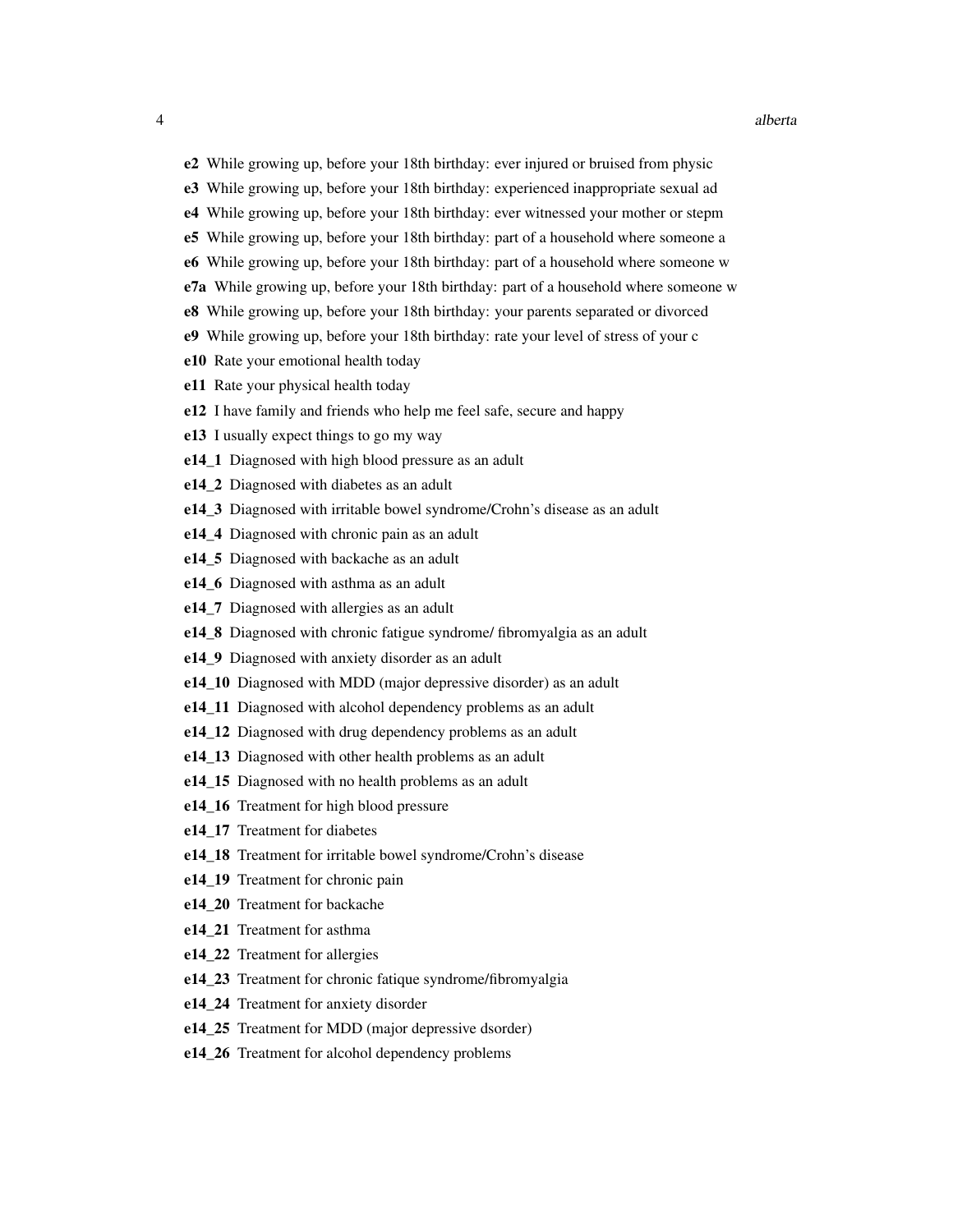**e2** While growing up, before your 18th birthday: ever injured or bruised from physic

**e3** While growing up, before your 18th birthday: experienced inappropriate sexual ad

**e4** While growing up, before your 18th birthday: ever witnessed your mother or stepm

**e5** While growing up, before your 18th birthday: part of a household where someone a

**e6** While growing up, before your 18th birthday: part of a household where someone w

**e7a** While growing up, before your 18th birthday: part of a household where someone w

**e8** While growing up, before your 18th birthday: your parents separated or divorced

**e9** While growing up, before your 18th birthday: rate your level of stress of your c

**e10** Rate your emotional health today

**e11** Rate your physical health today

**e12** I have family and friends who help me feel safe, secure and happy

**e13** I usually expect things to go my way

**e14_1** Diagnosed with high blood pressure as an adult

**e14_2** Diagnosed with diabetes as an adult

**e14_3** Diagnosed with irritable bowel syndrome/Crohn's disease as an adult

**e14_4** Diagnosed with chronic pain as an adult

**e14_5** Diagnosed with backache as an adult

**e14_6** Diagnosed with asthma as an adult

**e14_7** Diagnosed with allergies as an adult

**e14_8** Diagnosed with chronic fatigue syndrome/ fibromyalgia as an adult

**e14_9** Diagnosed with anxiety disorder as an adult

**e14_10** Diagnosed with MDD (major depressive disorder) as an adult

**e14_11** Diagnosed with alcohol dependency problems as an adult

**e14_12** Diagnosed with drug dependency problems as an adult

**e14_13** Diagnosed with other health problems as an adult

**e14_15** Diagnosed with no health problems as an adult

**e14_16** Treatment for high blood pressure

**e14_17** Treatment for diabetes

**e14_18** Treatment for irritable bowel syndrome/Crohn's disease

**e14_19** Treatment for chronic pain

**e14_20** Treatment for backache

**e14_21** Treatment for asthma

**e14_22** Treatment for allergies

**e14_23** Treatment for chronic fatique syndrome/fibromyalgia

**e14_24** Treatment for anxiety disorder

**e14_25** Treatment for MDD (major depressive dsorder)

**e14_26** Treatment for alcohol dependency problems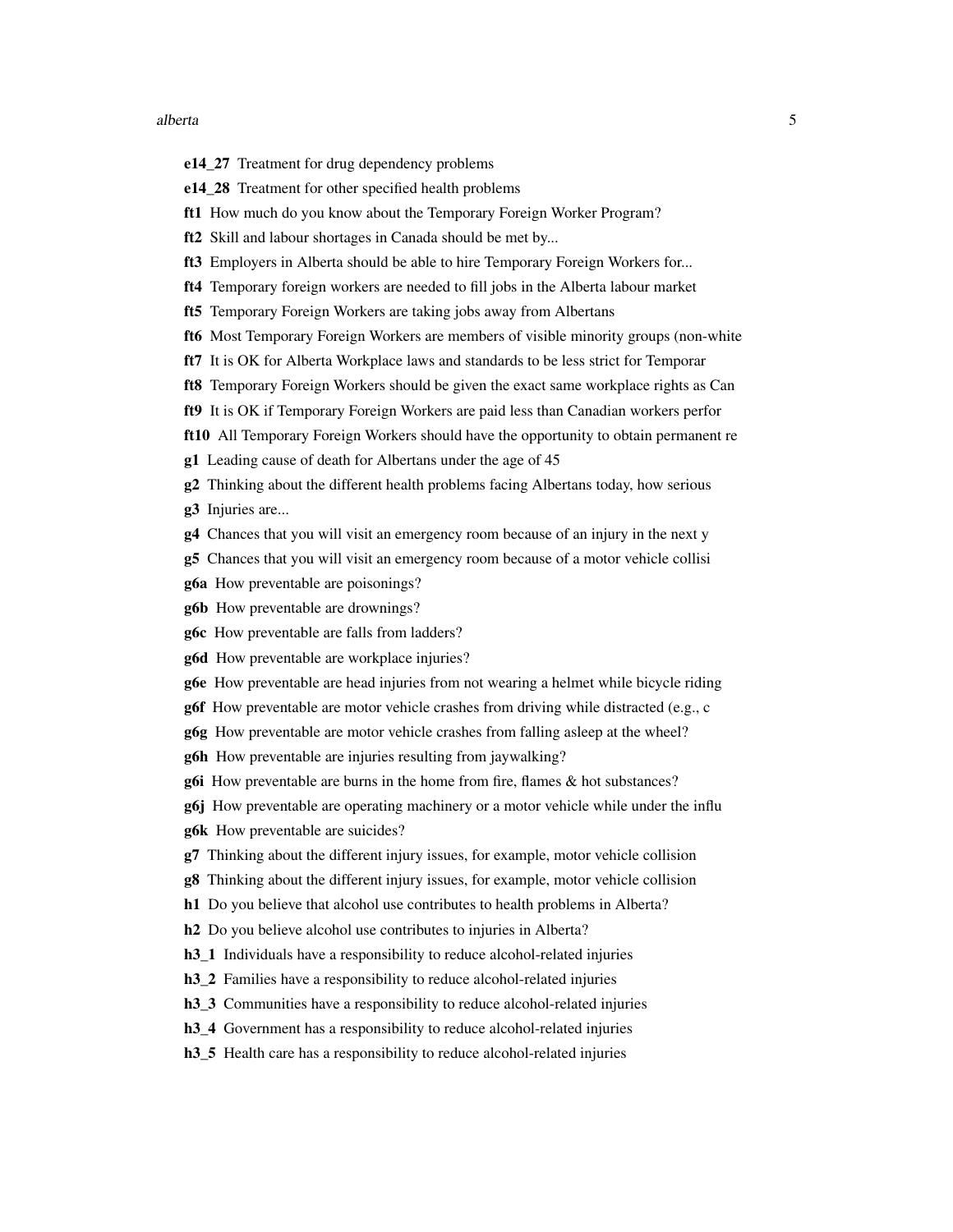**e14_27** Treatment for drug dependency problems

**e14_28** Treatment for other specified health problems

**ft1** How much do you know about the Temporary Foreign Worker Program?

**ft2** Skill and labour shortages in Canada should be met by...

**ft3** Employers in Alberta should be able to hire Temporary Foreign Workers for...

**ft4** Temporary foreign workers are needed to fill jobs in the Alberta labour market

**ft5** Temporary Foreign Workers are taking jobs away from Albertans

**ft6** Most Temporary Foreign Workers are members of visible minority groups (non-white

**ft7** It is OK for Alberta Workplace laws and standards to be less strict for Temporar

**ft8** Temporary Foreign Workers should be given the exact same workplace rights as Can

**ft9** It is OK if Temporary Foreign Workers are paid less than Canadian workers perfor

**ft10** All Temporary Foreign Workers should have the opportunity to obtain permanent re

**g1** Leading cause of death for Albertans under the age of 45

**g2** Thinking about the different health problems facing Albertans today, how serious

**g3** Injuries are...

**g4** Chances that you will visit an emergency room because of an injury in the next y

**g5** Chances that you will visit an emergency room because of a motor vehicle collisi

**g6a** How preventable are poisonings?

**g6b** How preventable are drownings?

**g6c** How preventable are falls from ladders?

**g6d** How preventable are workplace injuries?

**g6e** How preventable are head injuries from not wearing a helmet while bicycle riding

**g6f** How preventable are motor vehicle crashes from driving while distracted (e.g., c

**g6g** How preventable are motor vehicle crashes from falling asleep at the wheel?

**g6h** How preventable are injuries resulting from jaywalking?

**g6i** How preventable are burns in the home from fire, flames & hot substances?

**g6j** How preventable are operating machinery or a motor vehicle while under the influ

**g6k** How preventable are suicides?

**g7** Thinking about the different injury issues, for example, motor vehicle collision

**g8** Thinking about the different injury issues, for example, motor vehicle collision

**h1** Do you believe that alcohol use contributes to health problems in Alberta?

**h2** Do you believe alcohol use contributes to injuries in Alberta?

**h3_1** Individuals have a responsibility to reduce alcohol-related injuries

**h3_2** Families have a responsibility to reduce alcohol-related injuries

**h3_3** Communities have a responsibility to reduce alcohol-related injuries

**h3_4** Government has a responsibility to reduce alcohol-related injuries

**h3_5** Health care has a responsibility to reduce alcohol-related injuries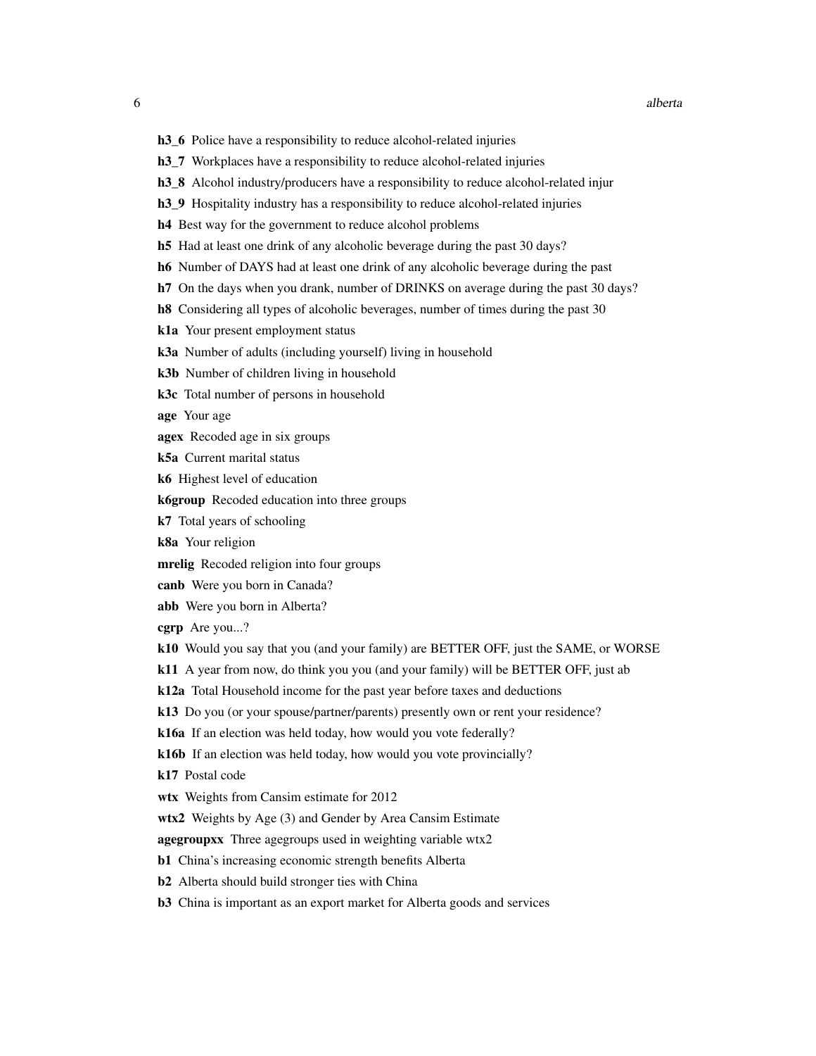**h3_6** Police have a responsibility to reduce alcohol-related injuries

**h3_7** Workplaces have a responsibility to reduce alcohol-related injuries

**h3_8** Alcohol industry/producers have a responsibility to reduce alcohol-related injur

**h3_9** Hospitality industry has a responsibility to reduce alcohol-related injuries

**h4** Best way for the government to reduce alcohol problems

**h5** Had at least one drink of any alcoholic beverage during the past 30 days?

**h6** Number of DAYS had at least one drink of any alcoholic beverage during the past

**h7** On the days when you drank, number of DRINKS on average during the past 30 days?

**h8** Considering all types of alcoholic beverages, number of times during the past 30

**k1a** Your present employment status

**k3a** Number of adults (including yourself) living in household

**k3b** Number of children living in household

**k3c** Total number of persons in household

**age** Your age

**agex** Recoded age in six groups

**k5a** Current marital status

**k6** Highest level of education

**k6group** Recoded education into three groups

**k7** Total years of schooling

**k8a** Your religion

**mrelig** Recoded religion into four groups

**canb** Were you born in Canada?

**abb** Were you born in Alberta?

**cgrp** Are you...?

**k10** Would you say that you (and your family) are BETTER OFF, just the SAME, or WORSE

**k11** A year from now, do think you you (and your family) will be BETTER OFF, just ab

**k12a** Total Household income for the past year before taxes and deductions

**k13** Do you (or your spouse/partner/parents) presently own or rent your residence?

**k16a** If an election was held today, how would you vote federally?

**k16b** If an election was held today, how would you vote provincially?

**k17** Postal code

**wtx** Weights from Cansim estimate for 2012

**wtx2** Weights by Age (3) and Gender by Area Cansim Estimate

**agegroupxx** Three agegroups used in weighting variable wtx2

**b1** China's increasing economic strength benefits Alberta

**b2** Alberta should build stronger ties with China

**b3** China is important as an export market for Alberta goods and services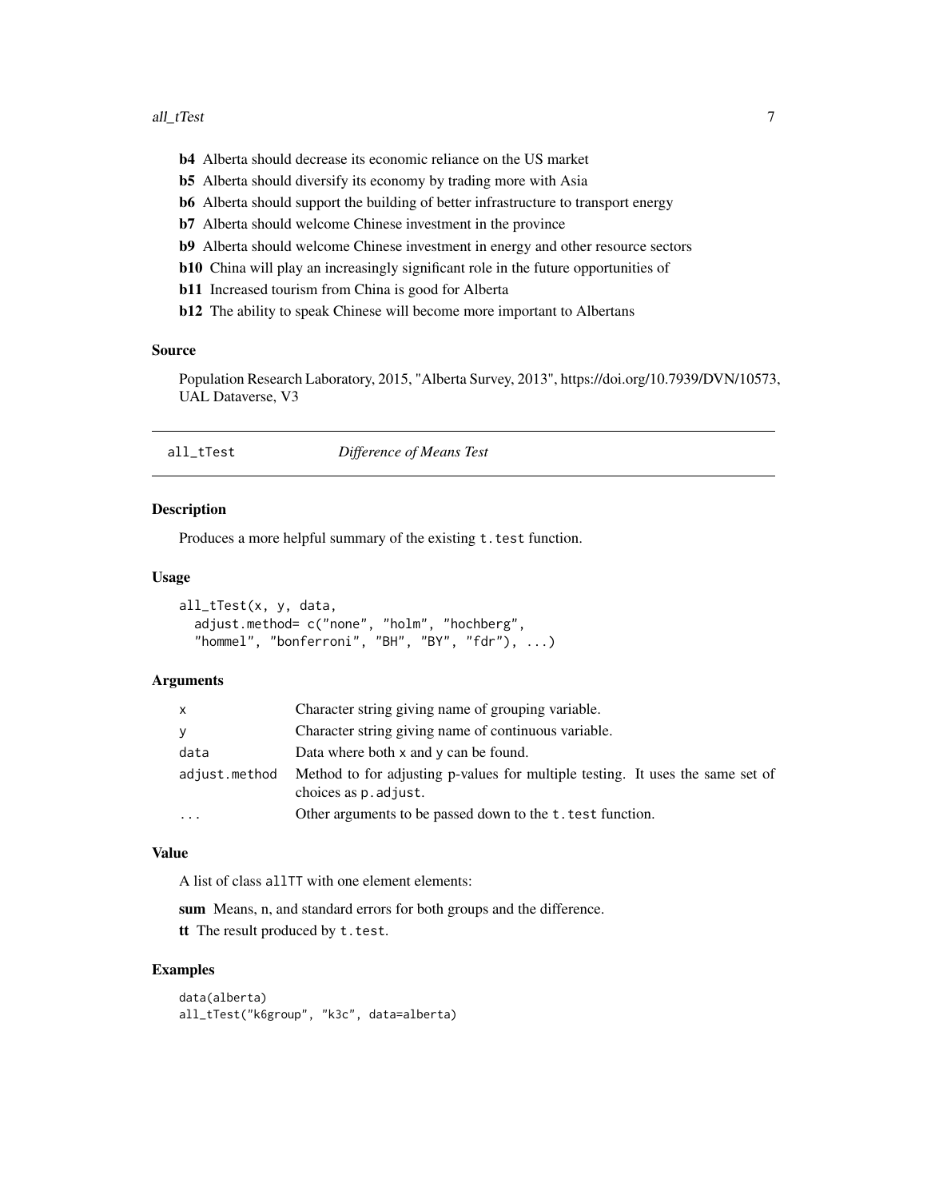**b4** Alberta should decrease its economic reliance on the US market

**b5** Alberta should diversify its economy by trading more with Asia

**b6** Alberta should support the building of better infrastructure to transport energy

**b7** Alberta should welcome Chinese investment in the province

**b9** Alberta should welcome Chinese investment in energy and other resource sectors

**b10** China will play an increasingly significant role in the future opportunities of

**b11** Increased tourism from China is good for Alberta

**b12** The ability to speak Chinese will become more important to Albertans

### Source

Population Research Laboratory, 2015, "Alberta Survey, 2013", https://doi.org/10.7939/DVN/10573, UAL Dataverse, V3

---

## all_tTest — *Difference of Means Test*

---

### Description

Produces a more helpful summary of the existing `t.test` function.

### Usage

```
all_tTest(x, y, data,
  adjust.method= c("none", "holm", "hochberg",
  "hommel", "bonferroni", "BH", "BY", "fdr"), ...)
```

### Arguments

| | |
|---|---|
| `x` | Character string giving name of grouping variable. |
| `y` | Character string giving name of continuous variable. |
| `data` | Data where both `x` and `y` can be found. |
| `adjust.method` | Method to for adjusting p-values for multiple testing. It uses the same set of choices as `p.adjust`. |
| `...` | Other arguments to be passed down to the `t.test` function. |

### Value

A list of class `allTT` with one element elements:

**sum** Means, n, and standard errors for both groups and the difference.

**tt** The result produced by `t.test`.

### Examples

```
data(alberta)
all_tTest("k6group", "k3c", data=alberta)
```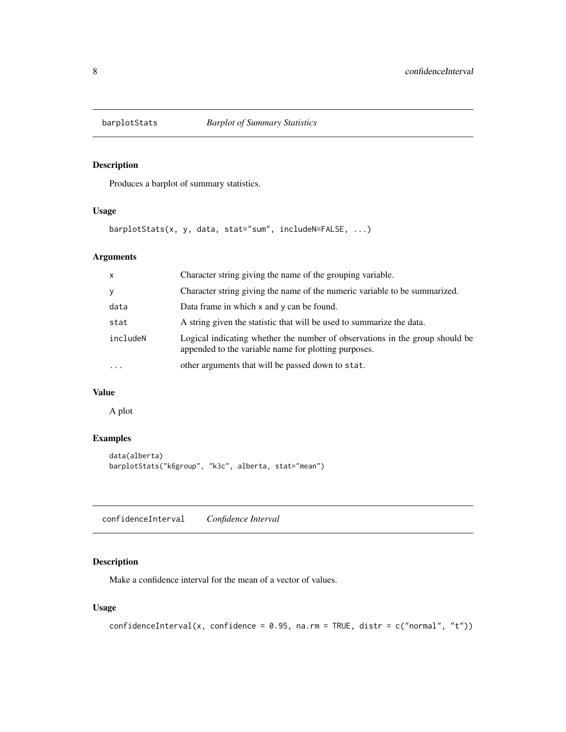## barplotStats *Barplot of Summary Statistics*

### Description

Produces a barplot of summary statistics.

### Usage

```
barplotStats(x, y, data, stat="sum", includeN=FALSE, ...)
```

### Arguments

| | |
|---|---|
| `x` | Character string giving the name of the grouping variable. |
| `y` | Character string giving the name of the numeric variable to be summarized. |
| `data` | Data frame in which `x` and `y` can be found. |
| `stat` | A string given the statistic that will be used to summarize the data. |
| `includeN` | Logical indicating whether the number of observations in the group should be appended to the variable name for plotting purposes. |
| `...` | other arguments that will be passed down to `stat`. |

### Value

A plot

### Examples

```
data(alberta)
barplotStats("k6group", "k3c", alberta, stat="mean")
```

## confidenceInterval *Confidence Interval*

### Description

Make a confidence interval for the mean of a vector of values.

### Usage

```
confidenceInterval(x, confidence = 0.95, na.rm = TRUE, distr = c("normal", "t"))
```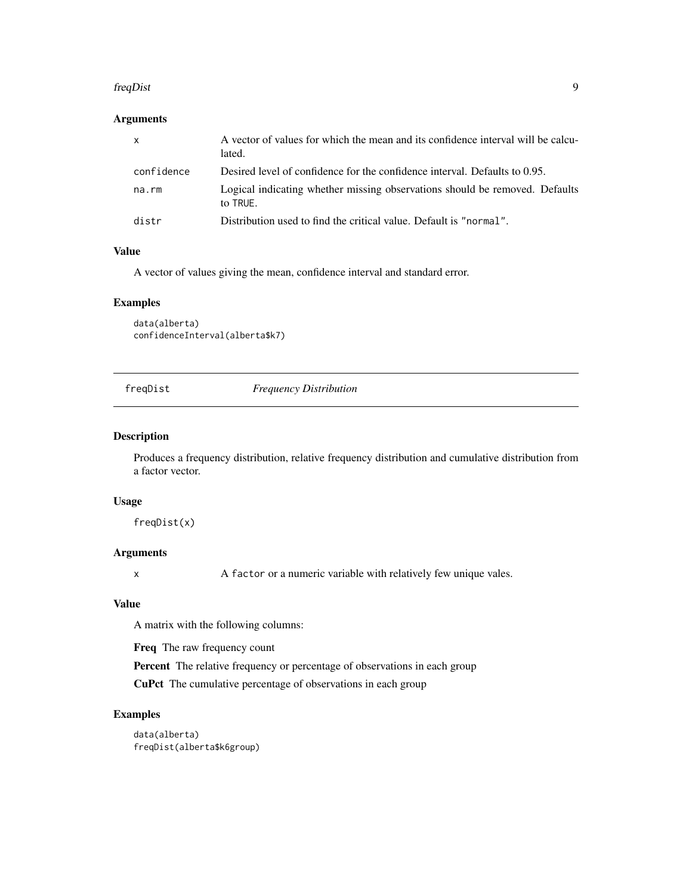### Arguments

| | |
|---|---|
| x | A vector of values for which the mean and its confidence interval will be calculated. |
| confidence | Desired level of confidence for the confidence interval. Defaults to 0.95. |
| na.rm | Logical indicating whether missing observations should be removed. Defaults to TRUE. |
| distr | Distribution used to find the critical value. Default is "normal". |

### Value

A vector of values giving the mean, confidence interval and standard error.

### Examples

```
data(alberta)
confidenceInterval(alberta$k7)
```

---

## freqDist *Frequency Distribution*

---

### Description

Produces a frequency distribution, relative frequency distribution and cumulative distribution from a factor vector.

### Usage

```
freqDist(x)
```

### Arguments

| | |
|---|---|
| x | A factor or a numeric variable with relatively few unique vales. |

### Value

A matrix with the following columns:

**Freq** The raw frequency count

**Percent** The relative frequency or percentage of observations in each group

**CuPct** The cumulative percentage of observations in each group

### Examples

```
data(alberta)
freqDist(alberta$k6group)
```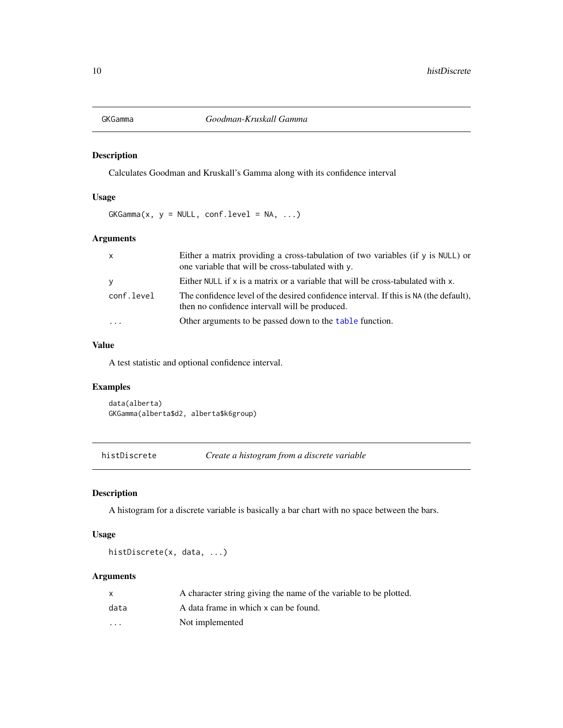## GKGamma *Goodman-Kruskall Gamma*

### Description

Calculates Goodman and Kruskall's Gamma along with its confidence interval

### Usage

```
GKGamma(x, y = NULL, conf.level = NA, ...)
```

### Arguments

| | |
|---|---|
| x | Either a matrix providing a cross-tabulation of two variables (if y is NULL) or one variable that will be cross-tabulated with y. |
| y | Either NULL if x is a matrix or a variable that will be cross-tabulated with x. |
| conf.level | The confidence level of the desired confidence interval. If this is NA (the default), then no confidence intervall will be produced. |
| ... | Other arguments to be passed down to the table function. |

### Value

A test statistic and optional confidence interval.

### Examples

```
data(alberta)
GKGamma(alberta$d2, alberta$k6group)
```

## histDiscrete *Create a histogram from a discrete variable*

### Description

A histogram for a discrete variable is basically a bar chart with no space between the bars.

### Usage

```
histDiscrete(x, data, ...)
```

### Arguments

| | |
|---|---|
| x | A character string giving the name of the variable to be plotted. |
| data | A data frame in which x can be found. |
| ... | Not implemented |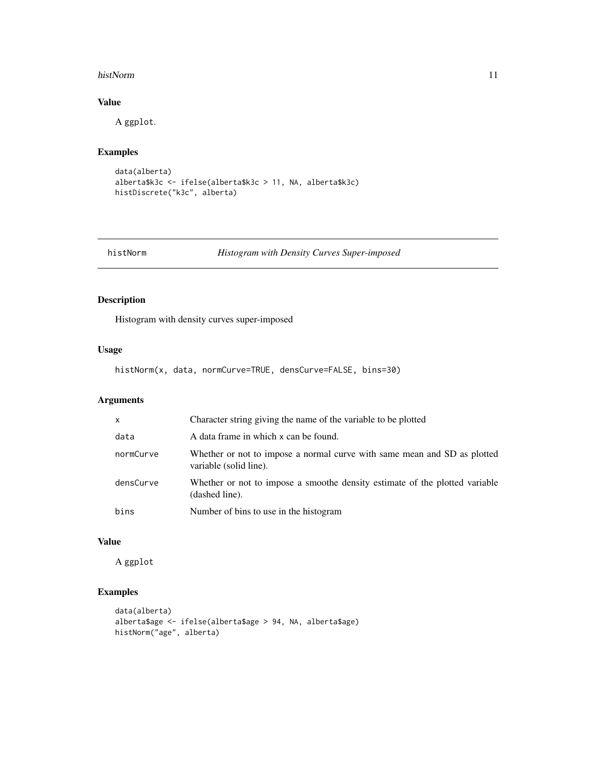## Value

A ggplot.

## Examples

```
data(alberta)
alberta$k3c <- ifelse(alberta$k3c > 11, NA, alberta$k3c)
histDiscrete("k3c", alberta)
```

---

# histNorm    *Histogram with Density Curves Super-imposed*

## Description

Histogram with density curves super-imposed

## Usage

```
histNorm(x, data, normCurve=TRUE, densCurve=FALSE, bins=30)
```

## Arguments

| | |
|---|---|
| x | Character string giving the name of the variable to be plotted |
| data | A data frame in which x can be found. |
| normCurve | Whether or not to impose a normal curve with same mean and SD as plotted variable (solid line). |
| densCurve | Whether or not to impose a smoothe density estimate of the plotted variable (dashed line). |
| bins | Number of bins to use in the histogram |

## Value

A ggplot

## Examples

```
data(alberta)
alberta$age <- ifelse(alberta$age > 94, NA, alberta$age)
histNorm("age", alberta)
```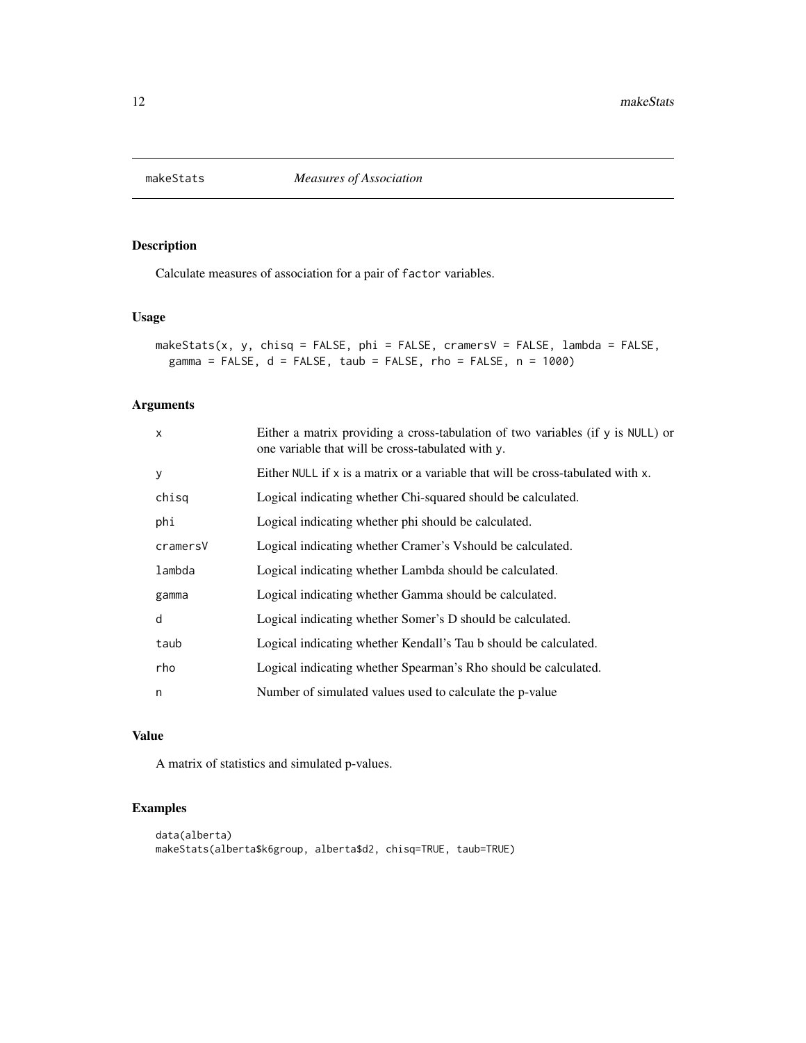## makeStats *Measures of Association*

### Description

Calculate measures of association for a pair of factor variables.

### Usage

```
makeStats(x, y, chisq = FALSE, phi = FALSE, cramersV = FALSE, lambda = FALSE,
  gamma = FALSE, d = FALSE, taub = FALSE, rho = FALSE, n = 1000)
```

### Arguments

| | |
|---|---|
| x | Either a matrix providing a cross-tabulation of two variables (if y is NULL) or one variable that will be cross-tabulated with y. |
| y | Either NULL if x is a matrix or a variable that will be cross-tabulated with x. |
| chisq | Logical indicating whether Chi-squared should be calculated. |
| phi | Logical indicating whether phi should be calculated. |
| cramersV | Logical indicating whether Cramer's Vshould be calculated. |
| lambda | Logical indicating whether Lambda should be calculated. |
| gamma | Logical indicating whether Gamma should be calculated. |
| d | Logical indicating whether Somer's D should be calculated. |
| taub | Logical indicating whether Kendall's Tau b should be calculated. |
| rho | Logical indicating whether Spearman's Rho should be calculated. |
| n | Number of simulated values used to calculate the p-value |

### Value

A matrix of statistics and simulated p-values.

### Examples

```
data(alberta)
makeStats(alberta$k6group, alberta$d2, chisq=TRUE, taub=TRUE)
```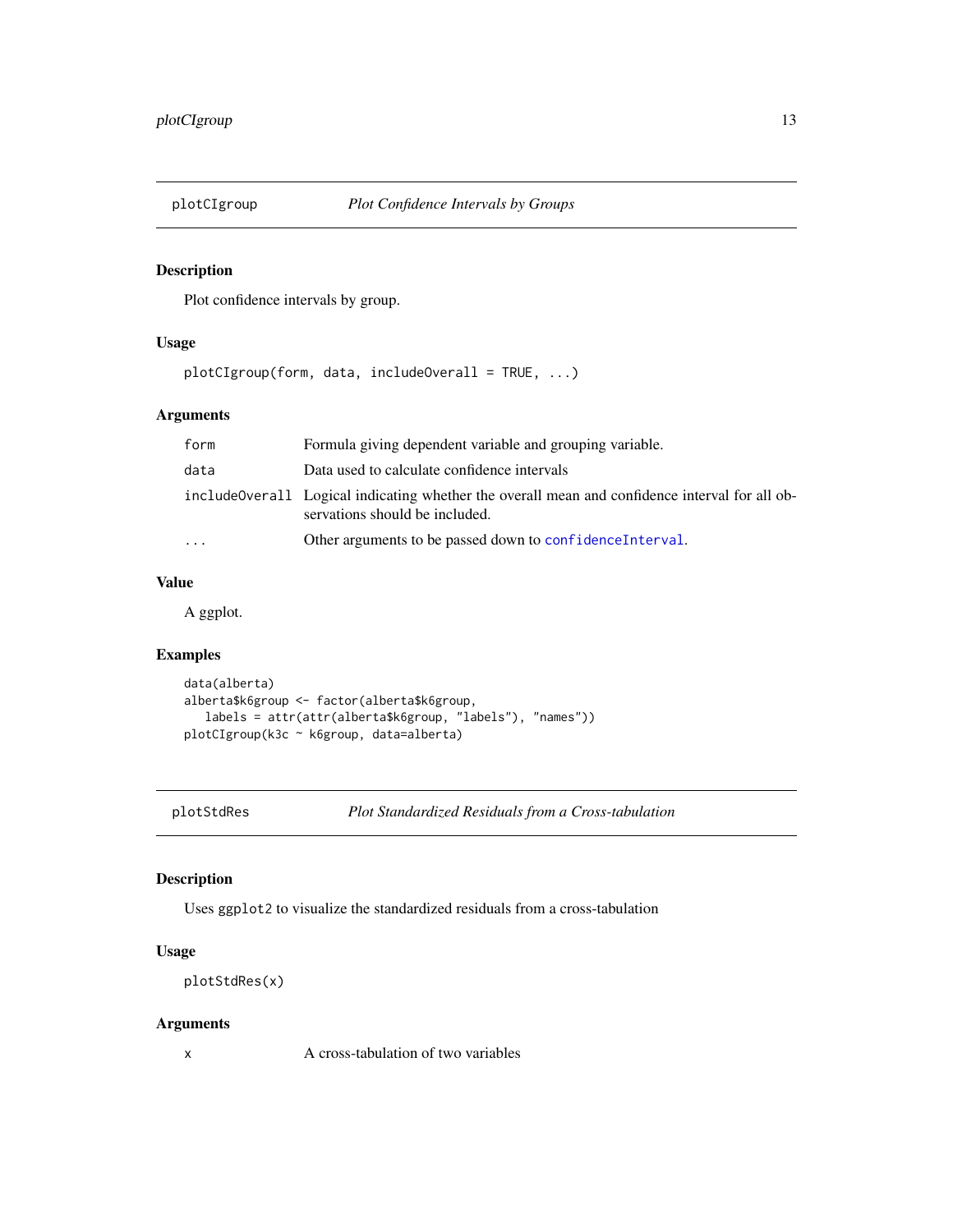## plotCIgroup — *Plot Confidence Intervals by Groups*

### Description

Plot confidence intervals by group.

### Usage

```
plotCIgroup(form, data, includeOverall = TRUE, ...)
```

### Arguments

| | |
|---|---|
| `form` | Formula giving dependent variable and grouping variable. |
| `data` | Data used to calculate confidence intervals |
| `includeOverall` | Logical indicating whether the overall mean and confidence interval for all observations should be included. |
| `...` | Other arguments to be passed down to `confidenceInterval`. |

### Value

A ggplot.

### Examples

```
data(alberta)
alberta$k6group <- factor(alberta$k6group,
   labels = attr(attr(alberta$k6group, "labels"), "names"))
plotCIgroup(k3c ~ k6group, data=alberta)
```

## plotStdRes — *Plot Standardized Residuals from a Cross-tabulation*

### Description

Uses `ggplot2` to visualize the standardized residuals from a cross-tabulation

### Usage

```
plotStdRes(x)
```

### Arguments

| | |
|---|---|
| `x` | A cross-tabulation of two variables |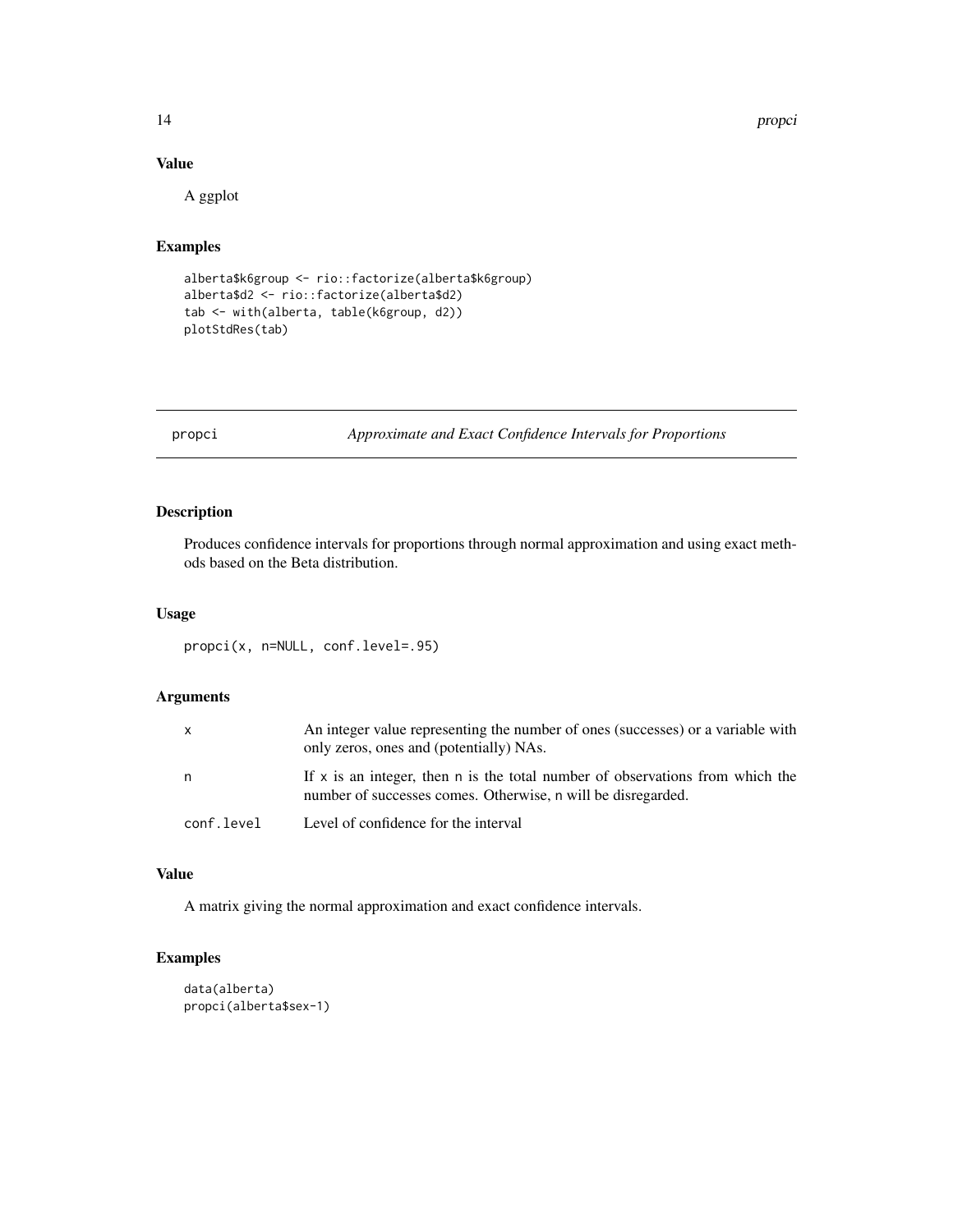## Value

A ggplot

## Examples

```
alberta$k6group <- rio::factorize(alberta$k6group)
alberta$d2 <- rio::factorize(alberta$d2)
tab <- with(alberta, table(k6group, d2))
plotStdRes(tab)
```

---

# propci — *Approximate and Exact Confidence Intervals for Proportions*

---

## Description

Produces confidence intervals for proportions through normal approximation and using exact methods based on the Beta distribution.

## Usage

```
propci(x, n=NULL, conf.level=.95)
```

## Arguments

| | |
|---|---|
| `x` | An integer value representing the number of ones (successes) or a variable with only zeros, ones and (potentially) NAs. |
| `n` | If `x` is an integer, then `n` is the total number of observations from which the number of successes comes. Otherwise, `n` will be disregarded. |
| `conf.level` | Level of confidence for the interval |

## Value

A matrix giving the normal approximation and exact confidence intervals.

## Examples

```
data(alberta)
propci(alberta$sex-1)
```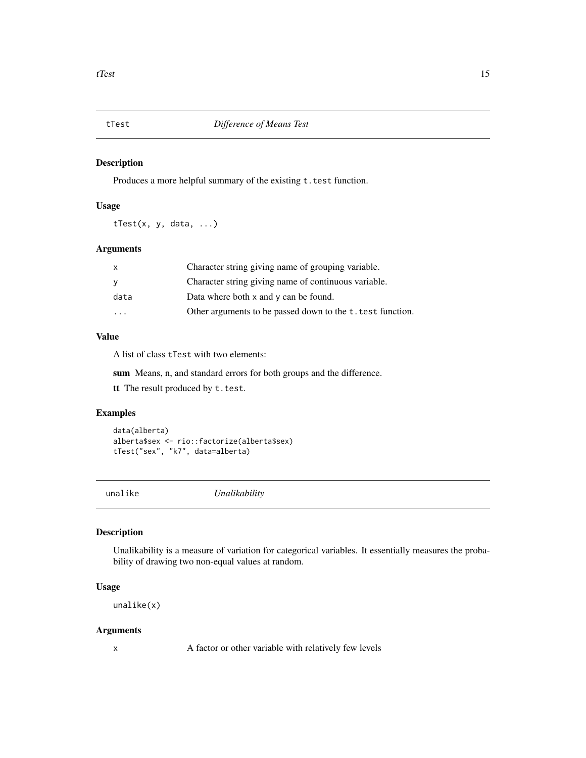## tTest — *Difference of Means Test*

### Description

Produces a more helpful summary of the existing `t.test` function.

### Usage

```
tTest(x, y, data, ...)
```

### Arguments

| | |
|---|---|
| `x` | Character string giving name of grouping variable. |
| `y` | Character string giving name of continuous variable. |
| `data` | Data where both `x` and `y` can be found. |
| `...` | Other arguments to be passed down to the `t.test` function. |

### Value

A list of class `tTest` with two elements:

**sum** Means, n, and standard errors for both groups and the difference.

**tt** The result produced by `t.test`.

### Examples

```
data(alberta)
alberta$sex <- rio::factorize(alberta$sex)
tTest("sex", "k7", data=alberta)
```

## unalike — *Unalikability*

### Description

Unalikability is a measure of variation for categorical variables. It essentially measures the probability of drawing two non-equal values at random.

### Usage

```
unalike(x)
```

### Arguments

| | |
|---|---|
| `x` | A factor or other variable with relatively few levels |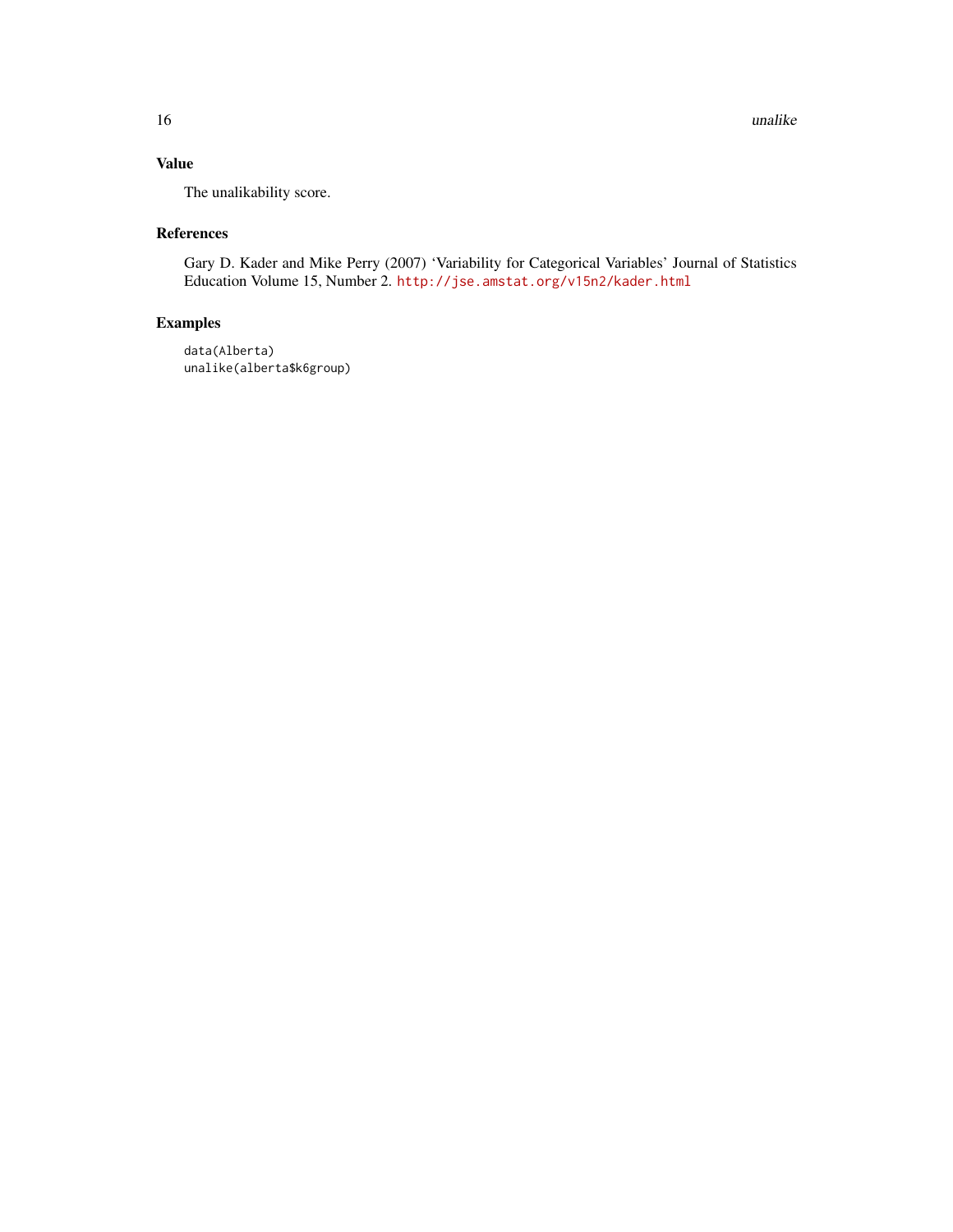## Value

The unalikability score.

## References

Gary D. Kader and Mike Perry (2007) 'Variability for Categorical Variables' Journal of Statistics Education Volume 15, Number 2. http://jse.amstat.org/v15n2/kader.html

## Examples

```
data(Alberta)
unalike(alberta$k6group)
```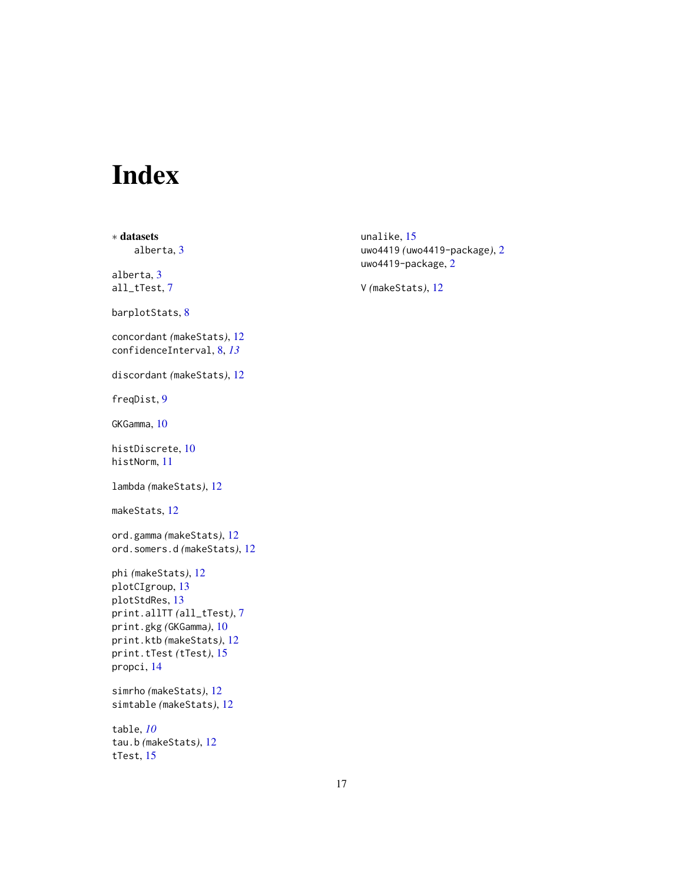# Index

* **datasets**
    alberta, 3

alberta, 3
all_tTest, 7

barplotStats, 8

concordant (makeStats), 12
confidenceInterval, 8, *13*

discordant (makeStats), 12

freqDist, 9

GKGamma, 10

histDiscrete, 10
histNorm, 11

lambda (makeStats), 12

makeStats, 12

ord.gamma (makeStats), 12
ord.somers.d (makeStats), 12

phi (makeStats), 12
plotCIgroup, 13
plotStdRes, 13
print.allTT (all_tTest), 7
print.gkg (GKGamma), 10
print.ktb (makeStats), 12
print.tTest (tTest), 15
propci, 14

simrho (makeStats), 12
simtable (makeStats), 12

table, *10*
tau.b (makeStats), 12
tTest, 15

unalike, 15
uwo4419 (uwo4419-package), 2
uwo4419-package, 2

V (makeStats), 12